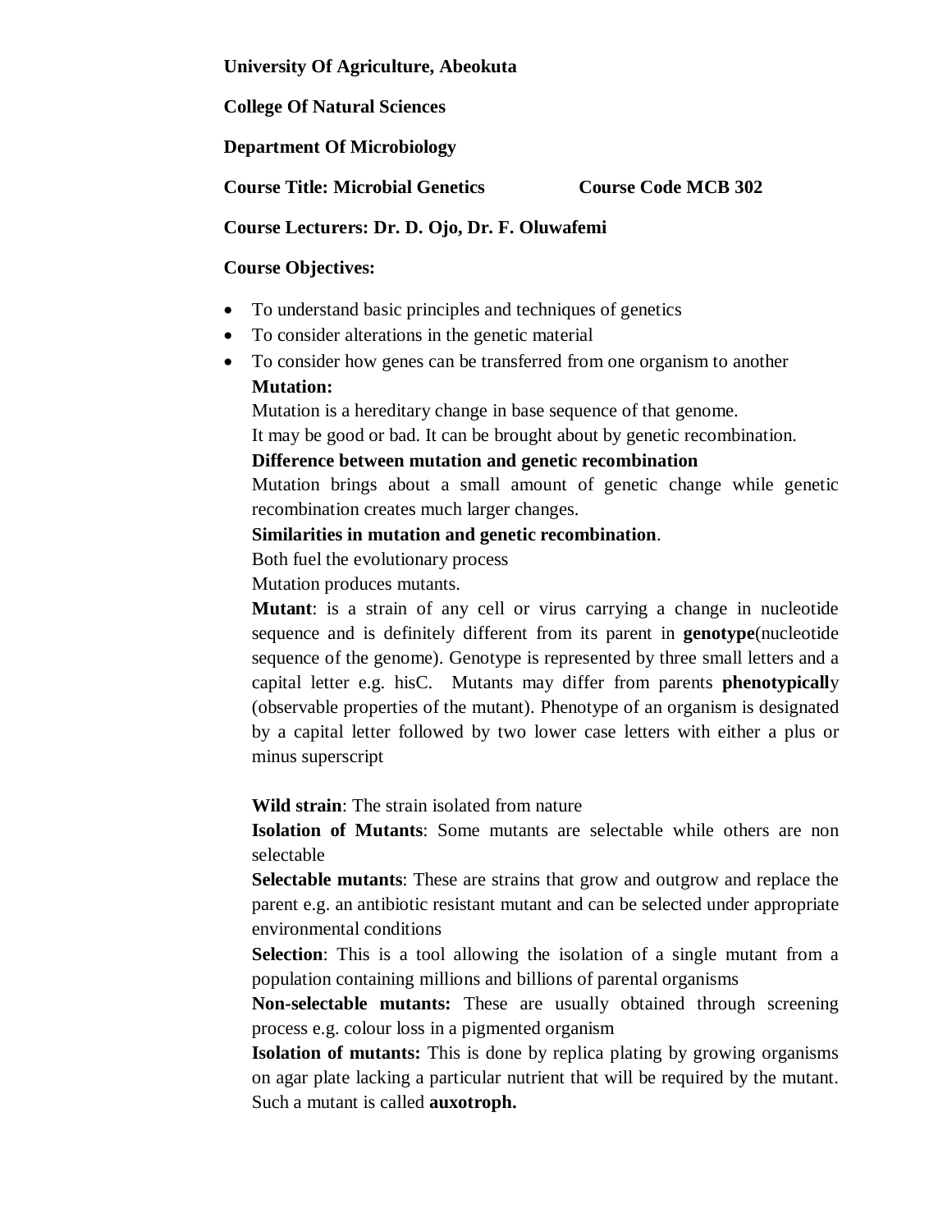**University Of Agriculture, Abeokuta**

**College Of Natural Sciences**

**Department Of Microbiology**

**Course Title: Microbial Genetics** **Course Code MCB 302**

**Course Lecturers: Dr. D. Ojo, Dr. F. Oluwafemi**

**Course Objectives:**

- To understand basic principles and techniques of genetics
- To consider alterations in the genetic material
- To consider how genes can be transferred from one organism to another

**Mutation:**

Mutation is a hereditary change in base sequence of that genome.

It may be good or bad. It can be brought about by genetic recombination.

**Difference between mutation and genetic recombination**

Mutation brings about a small amount of genetic change while genetic recombination creates much larger changes.

**Similarities in mutation and genetic recombination**.

Both fuel the evolutionary process

Mutation produces mutants.

**Mutant**: is a strain of any cell or virus carrying a change in nucleotide sequence and is definitely different from its parent in **genotype**(nucleotide sequence of the genome). Genotype is represented by three small letters and a capital letter e.g. hisC. Mutants may differ from parents **phenotypicall**y (observable properties of the mutant). Phenotype of an organism is designated by a capital letter followed by two lower case letters with either a plus or minus superscript

**Wild strain**: The strain isolated from nature

**Isolation of Mutants**: Some mutants are selectable while others are non selectable

**Selectable mutants**: These are strains that grow and outgrow and replace the parent e.g. an antibiotic resistant mutant and can be selected under appropriate environmental conditions

**Selection**: This is a tool allowing the isolation of a single mutant from a population containing millions and billions of parental organisms

**Non-selectable mutants:** These are usually obtained through screening process e.g. colour loss in a pigmented organism

**Isolation of mutants:** This is done by replica plating by growing organisms on agar plate lacking a particular nutrient that will be required by the mutant. Such a mutant is called **auxotroph.**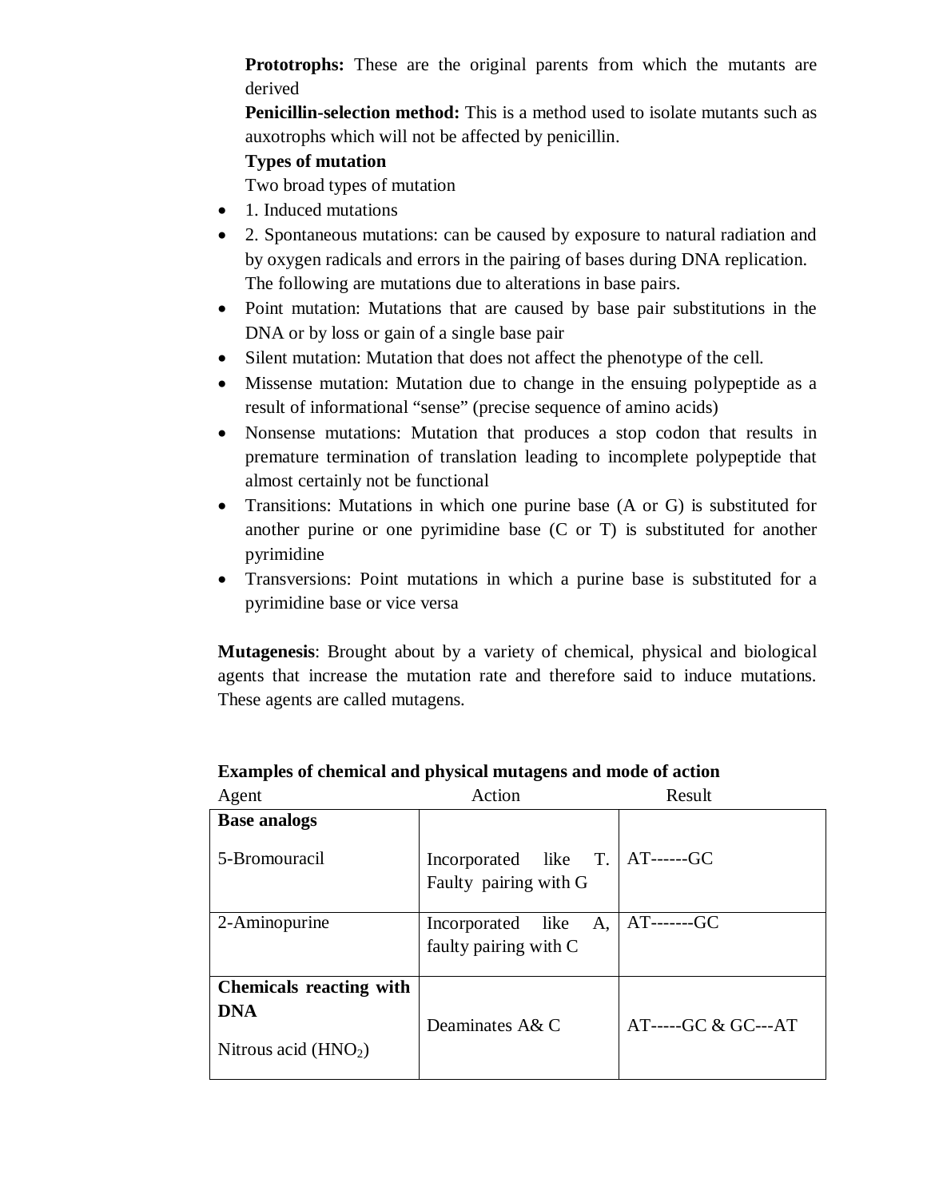**Prototrophs:** These are the original parents from which the mutants are derived

**Penicillin-selection method:** This is a method used to isolate mutants such as auxotrophs which will not be affected by penicillin.

**Types of mutation**

Two broad types of mutation

- 1. Induced mutations
- 2. Spontaneous mutations: can be caused by exposure to natural radiation and by oxygen radicals and errors in the pairing of bases during DNA replication. The following are mutations due to alterations in base pairs.
- Point mutation: Mutations that are caused by base pair substitutions in the DNA or by loss or gain of a single base pair
- Silent mutation: Mutation that does not affect the phenotype of the cell.
- Missense mutation: Mutation due to change in the ensuing polypeptide as a result of informational "sense" (precise sequence of amino acids)
- Nonsense mutations: Mutation that produces a stop codon that results in premature termination of translation leading to incomplete polypeptide that almost certainly not be functional
- Transitions: Mutations in which one purine base (A or G) is substituted for another purine or one pyrimidine base (C or T) is substituted for another pyrimidine
- Transversions: Point mutations in which a purine base is substituted for a pyrimidine base or vice versa

**Mutagenesis**: Brought about by a variety of chemical, physical and biological agents that increase the mutation rate and therefore said to induce mutations. These agents are called mutagens.

**Examples of chemical and physical mutagens and mode of action**

| Agent | Action | Result |
|---|---|---|
| **Base analogs**<br>5-Bromouracil | Incorporated like T. Faulty pairing with G | AT------GC |
| 2-Aminopurine | Incorporated like A, faulty pairing with C | AT-------GC |
| **Chemicals reacting with DNA**<br>Nitrous acid ($HNO_2$) | Deaminates A& C | AT-----GC & GC---AT |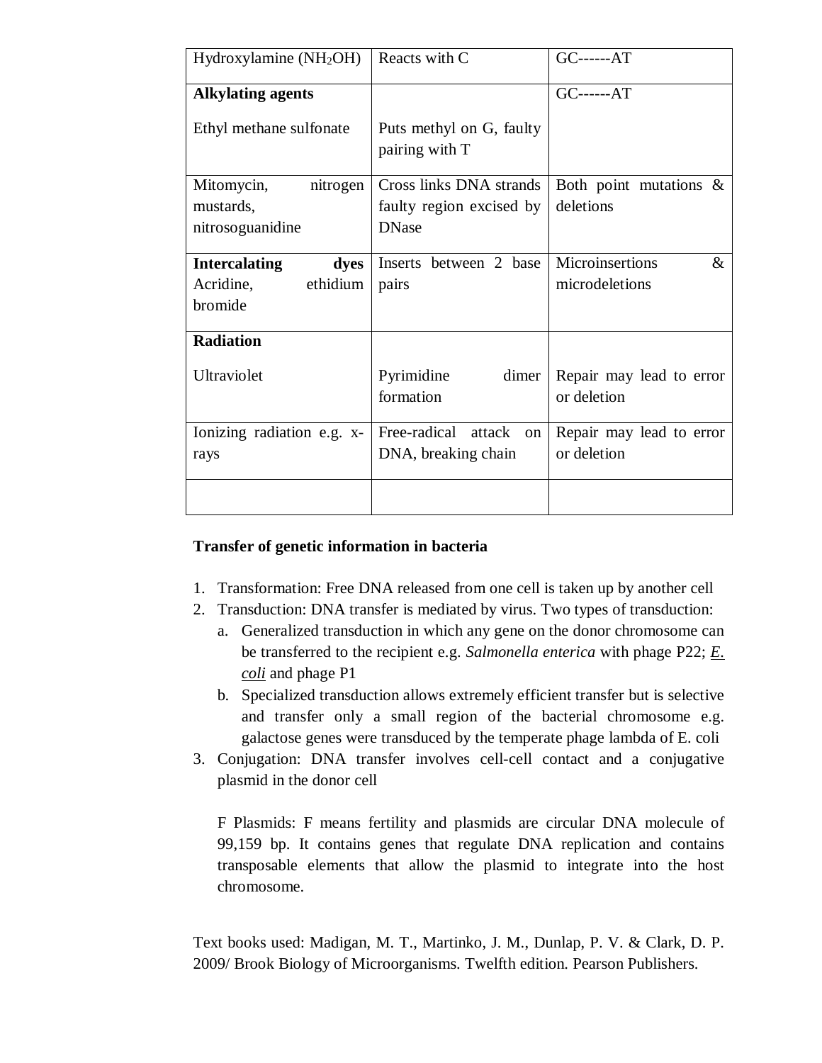| | | |
|---|---|---|
| Hydroxylamine ($NH_2OH$) | Reacts with C | GC------AT |
| **Alkylating agents**<br><br>Ethyl methane sulfonate | <br><br>Puts methyl on G, faulty pairing with T | GC------AT |
| Mitomycin, nitrogen mustards, nitrosoguanidine | Cross links DNA strands faulty region excised by DNase | Both point mutations & deletions |
| **Intercalating dyes** Acridine, ethidium bromide | Inserts between 2 base pairs | Microinsertions & microdeletions |
| **Radiation**<br><br>Ultraviolet | <br><br>Pyrimidine dimer formation | <br><br>Repair may lead to error or deletion |
| Ionizing radiation e.g. x-rays | Free-radical attack on DNA, breaking chain | Repair may lead to error or deletion |
| | | |

**Transfer of genetic information in bacteria**

1. Transformation: Free DNA released from one cell is taken up by another cell
2. Transduction: DNA transfer is mediated by virus. Two types of transduction:
   a. Generalized transduction in which any gene on the donor chromosome can be transferred to the recipient e.g. *Salmonella enterica* with phage P22; *E. coli* and phage P1
   b. Specialized transduction allows extremely efficient transfer but is selective and transfer only a small region of the bacterial chromosome e.g. galactose genes were transduced by the temperate phage lambda of E. coli
3. Conjugation: DNA transfer involves cell-cell contact and a conjugative plasmid in the donor cell

   F Plasmids: F means fertility and plasmids are circular DNA molecule of 99,159 bp. It contains genes that regulate DNA replication and contains transposable elements that allow the plasmid to integrate into the host chromosome.

Text books used: Madigan, M. T., Martinko, J. M., Dunlap, P. V. & Clark, D. P. 2009/ Brook Biology of Microorganisms. Twelfth edition. Pearson Publishers.